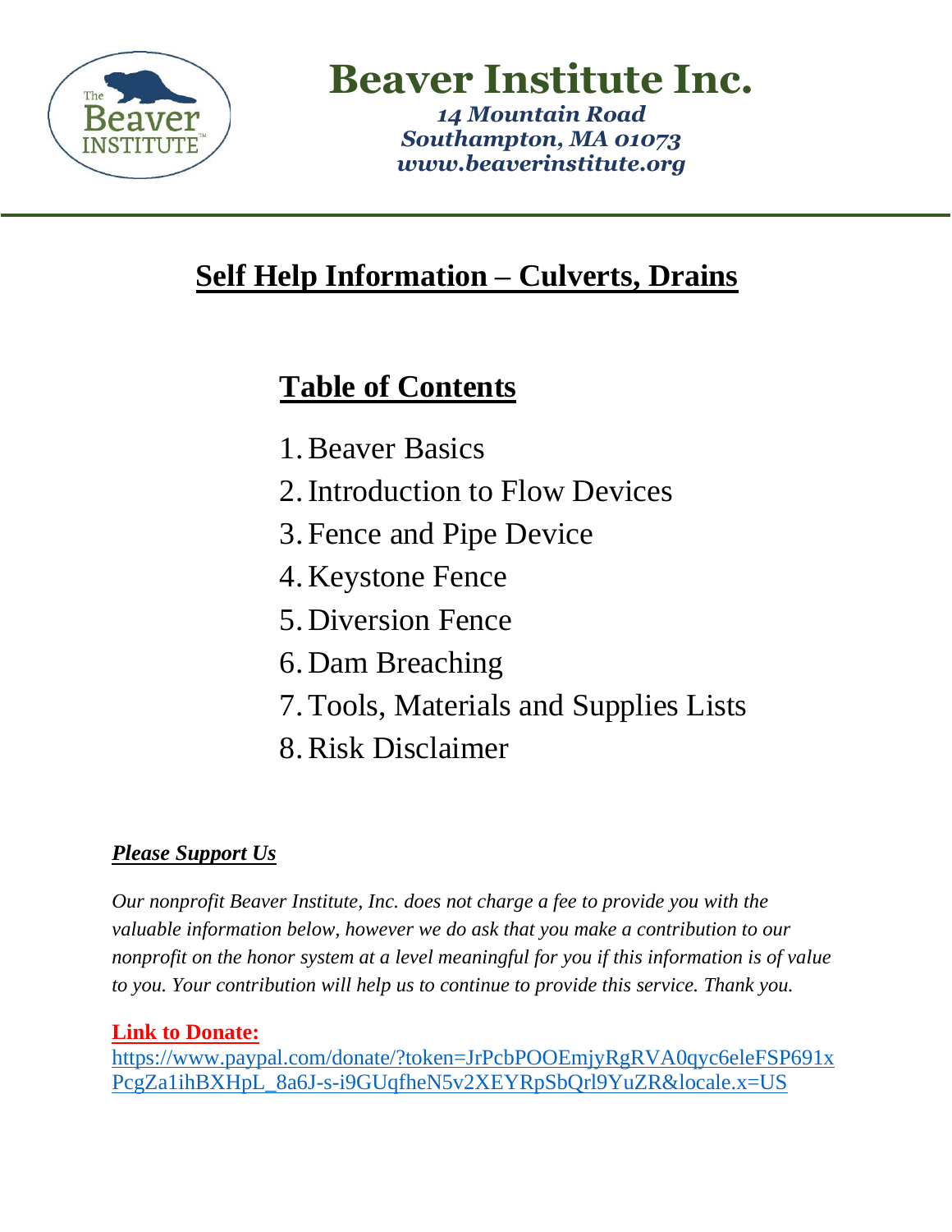# Beaver Institute Inc.

***14 Mountain Road***
***Southampton, MA 01073***
***www.beaverinstitute.org***

## Self Help Information – Culverts, Drains

### Table of Contents

1. Beaver Basics
2. Introduction to Flow Devices
3. Fence and Pipe Device
4. Keystone Fence
5. Diversion Fence
6. Dam Breaching
7. Tools, Materials and Supplies Lists
8. Risk Disclaimer

***Please Support Us***

*Our nonprofit Beaver Institute, Inc. does not charge a fee to provide you with the valuable information below, however we do ask that you make a contribution to our nonprofit on the honor system at a level meaningful for you if this information is of value to you. Your contribution will help us to continue to provide this service. Thank you.*

**Link to Donate:**
https://www.paypal.com/donate/?token=JrPcbPOOEmjyRgRVA0qyc6eleFSP691xPcgZa1ihBXHpL_8a6J-s-i9GUqfheN5v2XEYRpSbQrl9YuZR&locale.x=US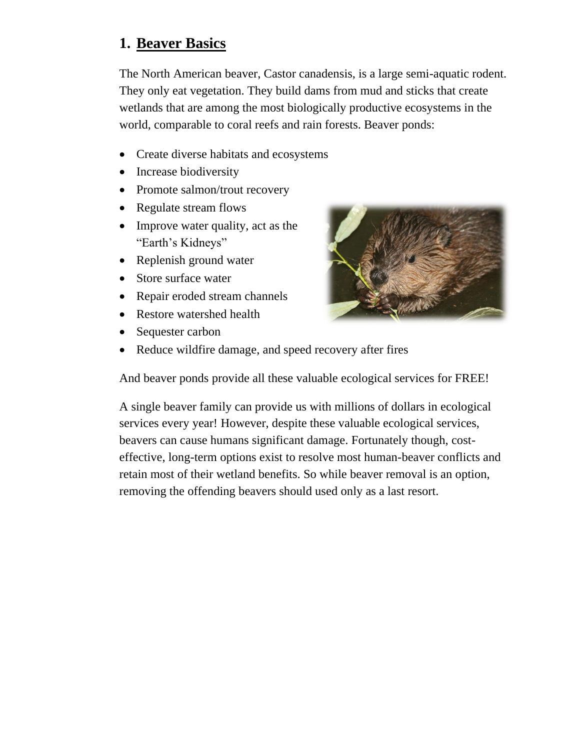# 1. Beaver Basics

The North American beaver, Castor canadensis, is a large semi-aquatic rodent. They only eat vegetation. They build dams from mud and sticks that create wetlands that are among the most biologically productive ecosystems in the world, comparable to coral reefs and rain forests. Beaver ponds:

- Create diverse habitats and ecosystems
- Increase biodiversity
- Promote salmon/trout recovery
- Regulate stream flows
- Improve water quality, act as the "Earth's Kidneys"
- Replenish ground water
- Store surface water
- Repair eroded stream channels
- Restore watershed health
- Sequester carbon
- Reduce wildfire damage, and speed recovery after fires

And beaver ponds provide all these valuable ecological services for FREE!

A single beaver family can provide us with millions of dollars in ecological services every year! However, despite these valuable ecological services, beavers can cause humans significant damage. Fortunately though, cost-effective, long-term options exist to resolve most human-beaver conflicts and retain most of their wetland benefits. So while beaver removal is an option, removing the offending beavers should used only as a last resort.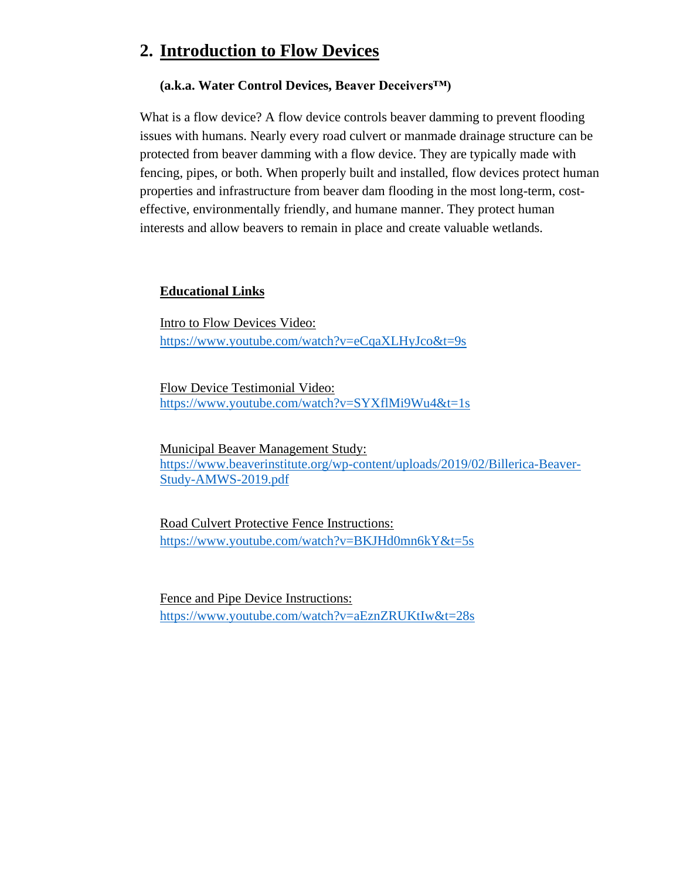## 2. Introduction to Flow Devices

**(a.k.a. Water Control Devices, Beaver Deceivers™)**

What is a flow device? A flow device controls beaver damming to prevent flooding issues with humans. Nearly every road culvert or manmade drainage structure can be protected from beaver damming with a flow device. They are typically made with fencing, pipes, or both. When properly built and installed, flow devices protect human properties and infrastructure from beaver dam flooding in the most long-term, cost-effective, environmentally friendly, and humane manner. They protect human interests and allow beavers to remain in place and create valuable wetlands.

### Educational Links

Intro to Flow Devices Video:
https://www.youtube.com/watch?v=eCqaXLHyJco&t=9s

Flow Device Testimonial Video:
https://www.youtube.com/watch?v=SYXflMi9Wu4&t=1s

Municipal Beaver Management Study:
https://www.beaverinstitute.org/wp-content/uploads/2019/02/Billerica-Beaver-Study-AMWS-2019.pdf

Road Culvert Protective Fence Instructions:
https://www.youtube.com/watch?v=BKJHd0mn6kY&t=5s

Fence and Pipe Device Instructions:
https://www.youtube.com/watch?v=aEznZRUKtIw&t=28s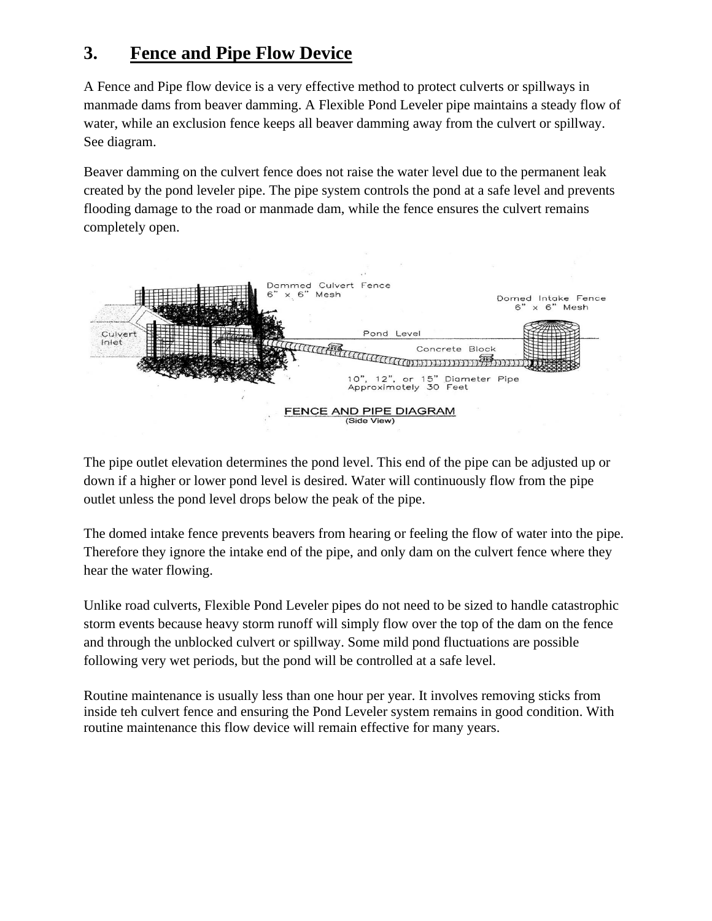## 3. Fence and Pipe Flow Device

A Fence and Pipe flow device is a very effective method to protect culverts or spillways in manmade dams from beaver damming. A Flexible Pond Leveler pipe maintains a steady flow of water, while an exclusion fence keeps all beaver damming away from the culvert or spillway. See diagram.

Beaver damming on the culvert fence does not raise the water level due to the permanent leak created by the pond leveler pipe. The pipe system controls the pond at a safe level and prevents flooding damage to the road or manmade dam, while the fence ensures the culvert remains completely open.

Dammed Culvert Fence 6" x 6" Mesh

Domed Intake Fence 6" x 6" Mesh

Culvert Inlet

Pond Level

Concrete Block

10", 12", or 15" Diameter Pipe Approximotely 30 Feet

FENCE AND PIPE DIAGRAM (Side View)

The pipe outlet elevation determines the pond level. This end of the pipe can be adjusted up or down if a higher or lower pond level is desired. Water will continuously flow from the pipe outlet unless the pond level drops below the peak of the pipe.

The domed intake fence prevents beavers from hearing or feeling the flow of water into the pipe. Therefore they ignore the intake end of the pipe, and only dam on the culvert fence where they hear the water flowing.

Unlike road culverts, Flexible Pond Leveler pipes do not need to be sized to handle catastrophic storm events because heavy storm runoff will simply flow over the top of the dam on the fence and through the unblocked culvert or spillway. Some mild pond fluctuations are possible following very wet periods, but the pond will be controlled at a safe level.

Routine maintenance is usually less than one hour per year. It involves removing sticks from inside teh culvert fence and ensuring the Pond Leveler system remains in good condition. With routine maintenance this flow device will remain effective for many years.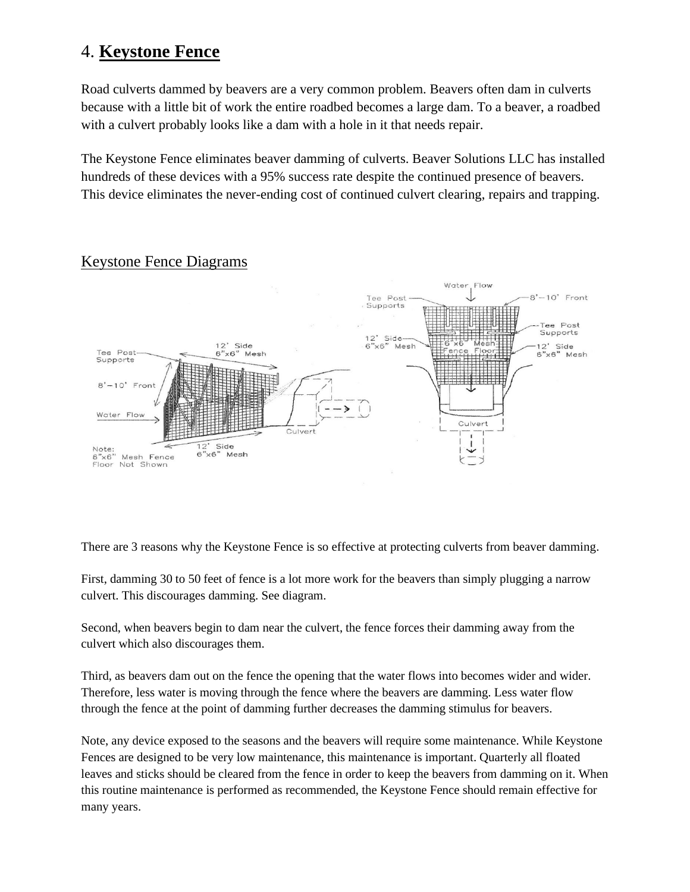## 4. **Keystone Fence**

Road culverts dammed by beavers are a very common problem. Beavers often dam in culverts because with a little bit of work the entire roadbed becomes a large dam. To a beaver, a roadbed with a culvert probably looks like a dam with a hole in it that needs repair.

The Keystone Fence eliminates beaver damming of culverts. Beaver Solutions LLC has installed hundreds of these devices with a 95% success rate despite the continued presence of beavers. This device eliminates the never-ending cost of continued culvert clearing, repairs and trapping.

### Keystone Fence Diagrams

There are 3 reasons why the Keystone Fence is so effective at protecting culverts from beaver damming.

First, damming 30 to 50 feet of fence is a lot more work for the beavers than simply plugging a narrow culvert. This discourages damming. See diagram.

Second, when beavers begin to dam near the culvert, the fence forces their damming away from the culvert which also discourages them.

Third, as beavers dam out on the fence the opening that the water flows into becomes wider and wider. Therefore, less water is moving through the fence where the beavers are damming. Less water flow through the fence at the point of damming further decreases the damming stimulus for beavers.

Note, any device exposed to the seasons and the beavers will require some maintenance. While Keystone Fences are designed to be very low maintenance, this maintenance is important. Quarterly all floated leaves and sticks should be cleared from the fence in order to keep the beavers from damming on it. When this routine maintenance is performed as recommended, the Keystone Fence should remain effective for many years.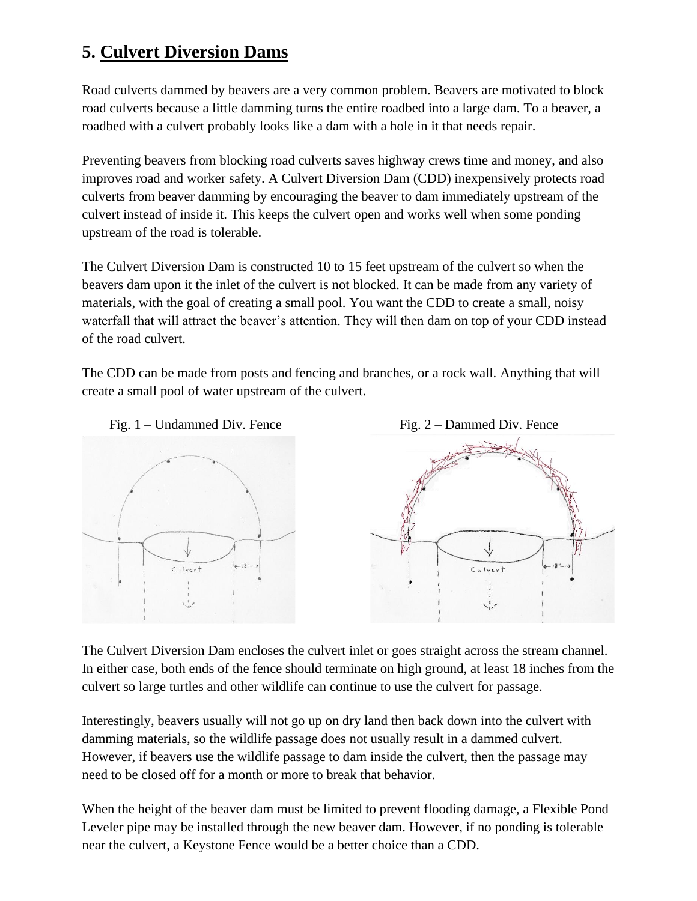# 5. Culvert Diversion Dams

Road culverts dammed by beavers are a very common problem. Beavers are motivated to block road culverts because a little damming turns the entire roadbed into a large dam. To a beaver, a roadbed with a culvert probably looks like a dam with a hole in it that needs repair.

Preventing beavers from blocking road culverts saves highway crews time and money, and also improves road and worker safety. A Culvert Diversion Dam (CDD) inexpensively protects road culverts from beaver damming by encouraging the beaver to dam immediately upstream of the culvert instead of inside it. This keeps the culvert open and works well when some ponding upstream of the road is tolerable.

The Culvert Diversion Dam is constructed 10 to 15 feet upstream of the culvert so when the beavers dam upon it the inlet of the culvert is not blocked. It can be made from any variety of materials, with the goal of creating a small pool. You want the CDD to create a small, noisy waterfall that will attract the beaver's attention. They will then dam on top of your CDD instead of the road culvert.

The CDD can be made from posts and fencing and branches, or a rock wall. Anything that will create a small pool of water upstream of the culvert.

Fig. 1 – Undammed Div. Fence

Fig. 2 – Dammed Div. Fence

The Culvert Diversion Dam encloses the culvert inlet or goes straight across the stream channel. In either case, both ends of the fence should terminate on high ground, at least 18 inches from the culvert so large turtles and other wildlife can continue to use the culvert for passage.

Interestingly, beavers usually will not go up on dry land then back down into the culvert with damming materials, so the wildlife passage does not usually result in a dammed culvert. However, if beavers use the wildlife passage to dam inside the culvert, then the passage may need to be closed off for a month or more to break that behavior.

When the height of the beaver dam must be limited to prevent flooding damage, a Flexible Pond Leveler pipe may be installed through the new beaver dam. However, if no ponding is tolerable near the culvert, a Keystone Fence would be a better choice than a CDD.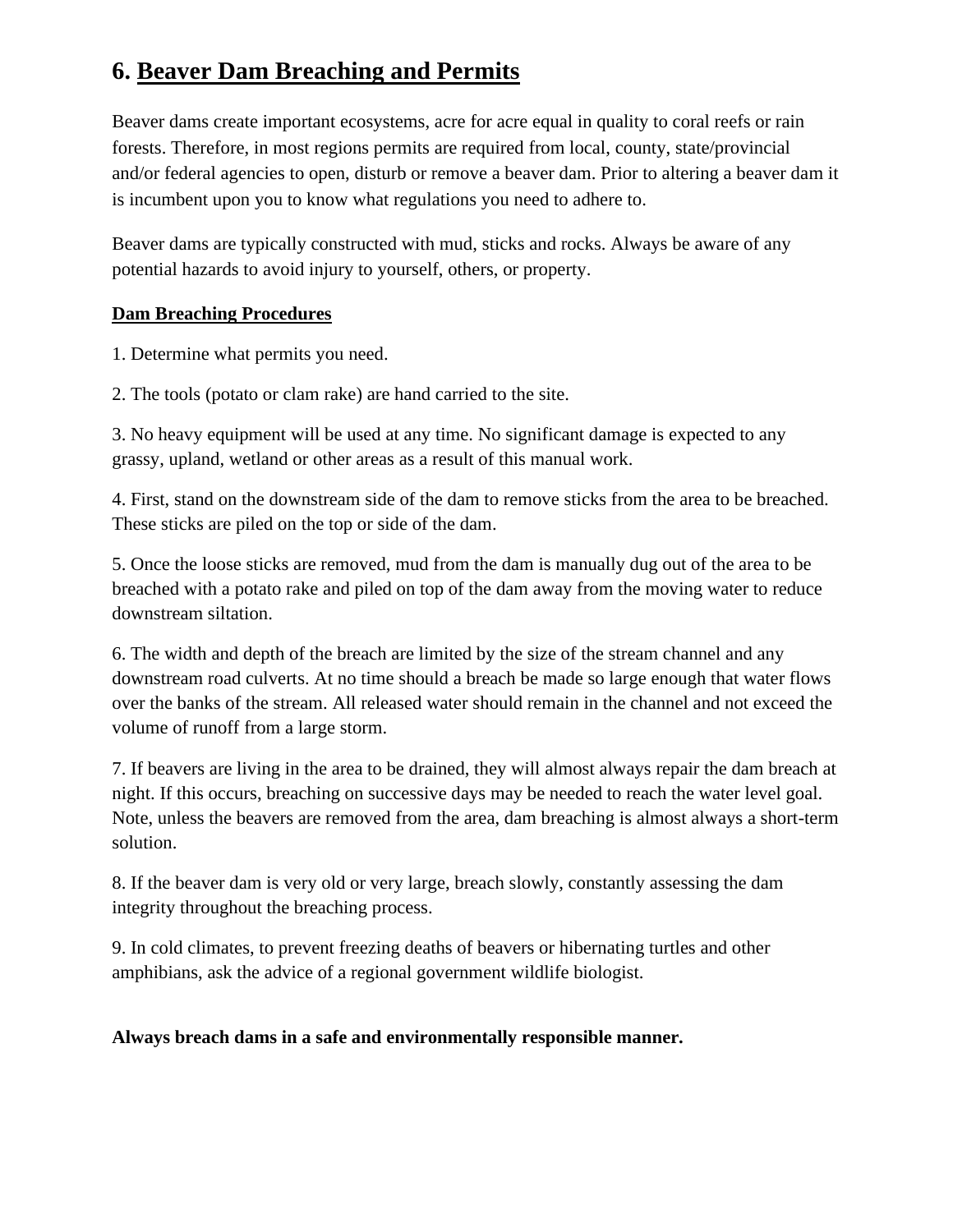# 6. Beaver Dam Breaching and Permits

Beaver dams create important ecosystems, acre for acre equal in quality to coral reefs or rain forests. Therefore, in most regions permits are required from local, county, state/provincial and/or federal agencies to open, disturb or remove a beaver dam. Prior to altering a beaver dam it is incumbent upon you to know what regulations you need to adhere to.

Beaver dams are typically constructed with mud, sticks and rocks. Always be aware of any potential hazards to avoid injury to yourself, others, or property.

## Dam Breaching Procedures

1. Determine what permits you need.

2. The tools (potato or clam rake) are hand carried to the site.

3. No heavy equipment will be used at any time. No significant damage is expected to any grassy, upland, wetland or other areas as a result of this manual work.

4. First, stand on the downstream side of the dam to remove sticks from the area to be breached. These sticks are piled on the top or side of the dam.

5. Once the loose sticks are removed, mud from the dam is manually dug out of the area to be breached with a potato rake and piled on top of the dam away from the moving water to reduce downstream siltation.

6. The width and depth of the breach are limited by the size of the stream channel and any downstream road culverts. At no time should a breach be made so large enough that water flows over the banks of the stream. All released water should remain in the channel and not exceed the volume of runoff from a large storm.

7. If beavers are living in the area to be drained, they will almost always repair the dam breach at night. If this occurs, breaching on successive days may be needed to reach the water level goal. Note, unless the beavers are removed from the area, dam breaching is almost always a short-term solution.

8. If the beaver dam is very old or very large, breach slowly, constantly assessing the dam integrity throughout the breaching process.

9. In cold climates, to prevent freezing deaths of beavers or hibernating turtles and other amphibians, ask the advice of a regional government wildlife biologist.

**Always breach dams in a safe and environmentally responsible manner.**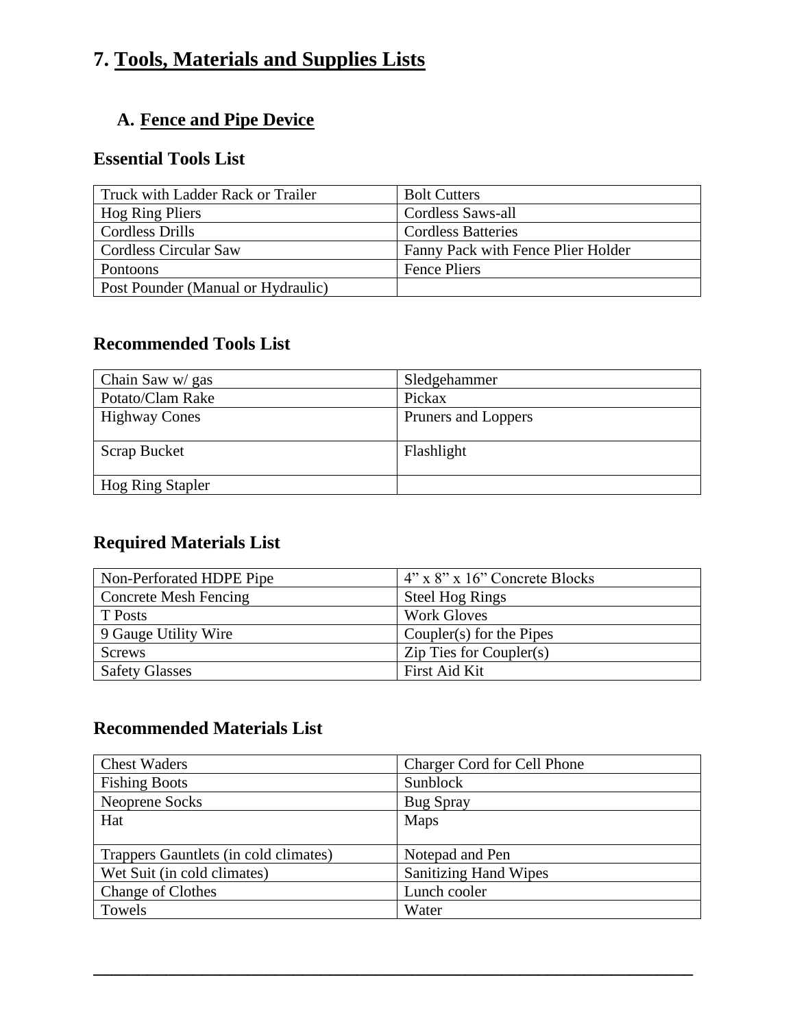# 7. Tools, Materials and Supplies Lists

## A. Fence and Pipe Device

### Essential Tools List

| | |
|---|---|
| Truck with Ladder Rack or Trailer | Bolt Cutters |
| Hog Ring Pliers | Cordless Saws-all |
| Cordless Drills | Cordless Batteries |
| Cordless Circular Saw | Fanny Pack with Fence Plier Holder |
| Pontoons | Fence Pliers |
| Post Pounder (Manual or Hydraulic) | |

### Recommended Tools List

| | |
|---|---|
| Chain Saw w/ gas | Sledgehammer |
| Potato/Clam Rake | Pickax |
| Highway Cones | Pruners and Loppers |
| Scrap Bucket | Flashlight |
| Hog Ring Stapler | |

### Required Materials List

| | |
|---|---|
| Non-Perforated HDPE Pipe | 4" x 8" x 16" Concrete Blocks |
| Concrete Mesh Fencing | Steel Hog Rings |
| T Posts | Work Gloves |
| 9 Gauge Utility Wire | Coupler(s) for the Pipes |
| Screws | Zip Ties for Coupler(s) |
| Safety Glasses | First Aid Kit |

### Recommended Materials List

| | |
|---|---|
| Chest Waders | Charger Cord for Cell Phone |
| Fishing Boots | Sunblock |
| Neoprene Socks | Bug Spray |
| Hat | Maps |
| Trappers Gauntlets (in cold climates) | Notepad and Pen |
| Wet Suit (in cold climates) | Sanitizing Hand Wipes |
| Change of Clothes | Lunch cooler |
| Towels | Water |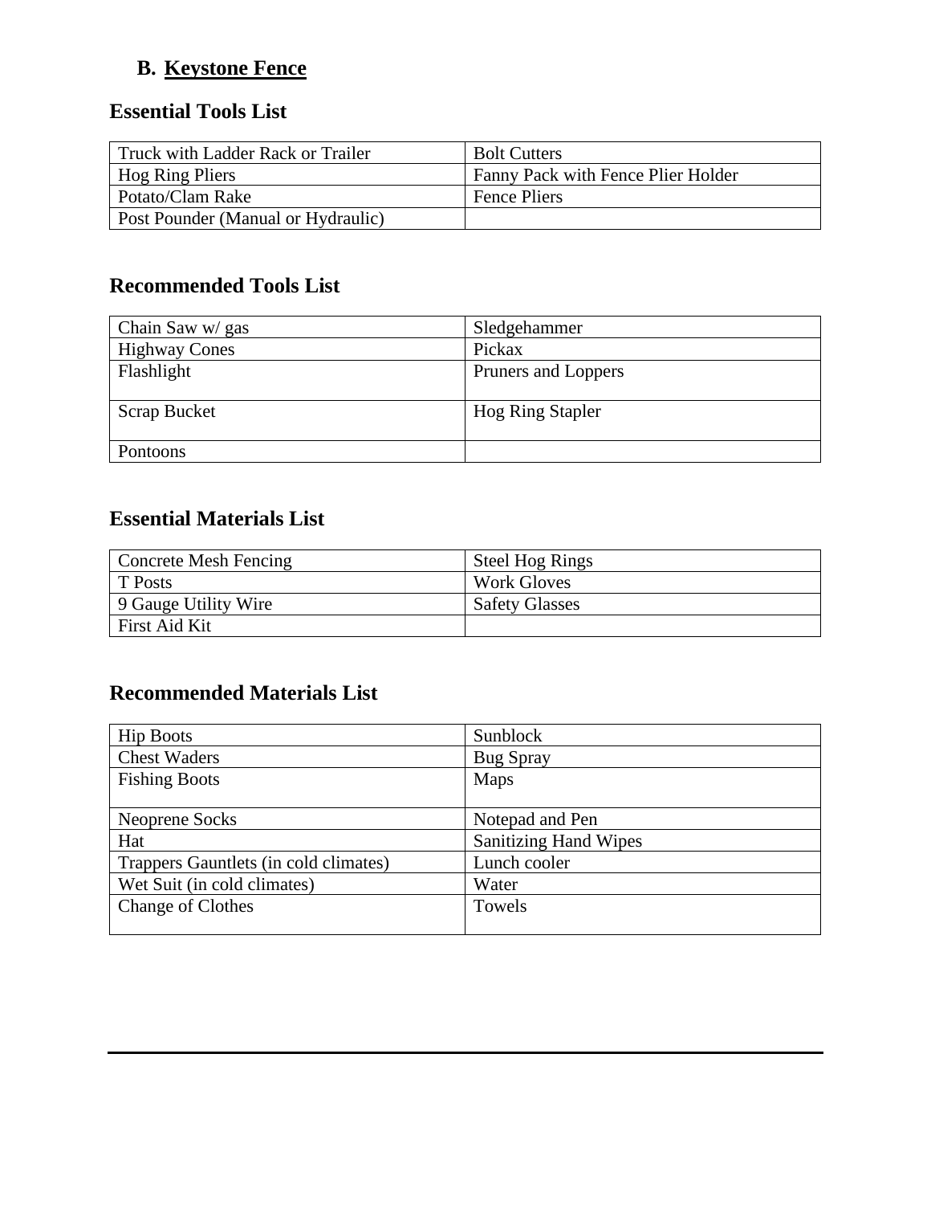## B. Keystone Fence

### Essential Tools List

| | |
|---|---|
| Truck with Ladder Rack or Trailer | Bolt Cutters |
| Hog Ring Pliers | Fanny Pack with Fence Plier Holder |
| Potato/Clam Rake | Fence Pliers |
| Post Pounder (Manual or Hydraulic) | |

### Recommended Tools List

| | |
|---|---|
| Chain Saw w/ gas | Sledgehammer |
| Highway Cones | Pickax |
| Flashlight | Pruners and Loppers |
| Scrap Bucket | Hog Ring Stapler |
| Pontoons | |

### Essential Materials List

| | |
|---|---|
| Concrete Mesh Fencing | Steel Hog Rings |
| T Posts | Work Gloves |
| 9 Gauge Utility Wire | Safety Glasses |
| First Aid Kit | |

### Recommended Materials List

| | |
|---|---|
| Hip Boots | Sunblock |
| Chest Waders | Bug Spray |
| Fishing Boots | Maps |
| Neoprene Socks | Notepad and Pen |
| Hat | Sanitizing Hand Wipes |
| Trappers Gauntlets (in cold climates) | Lunch cooler |
| Wet Suit (in cold climates) | Water |
| Change of Clothes | Towels |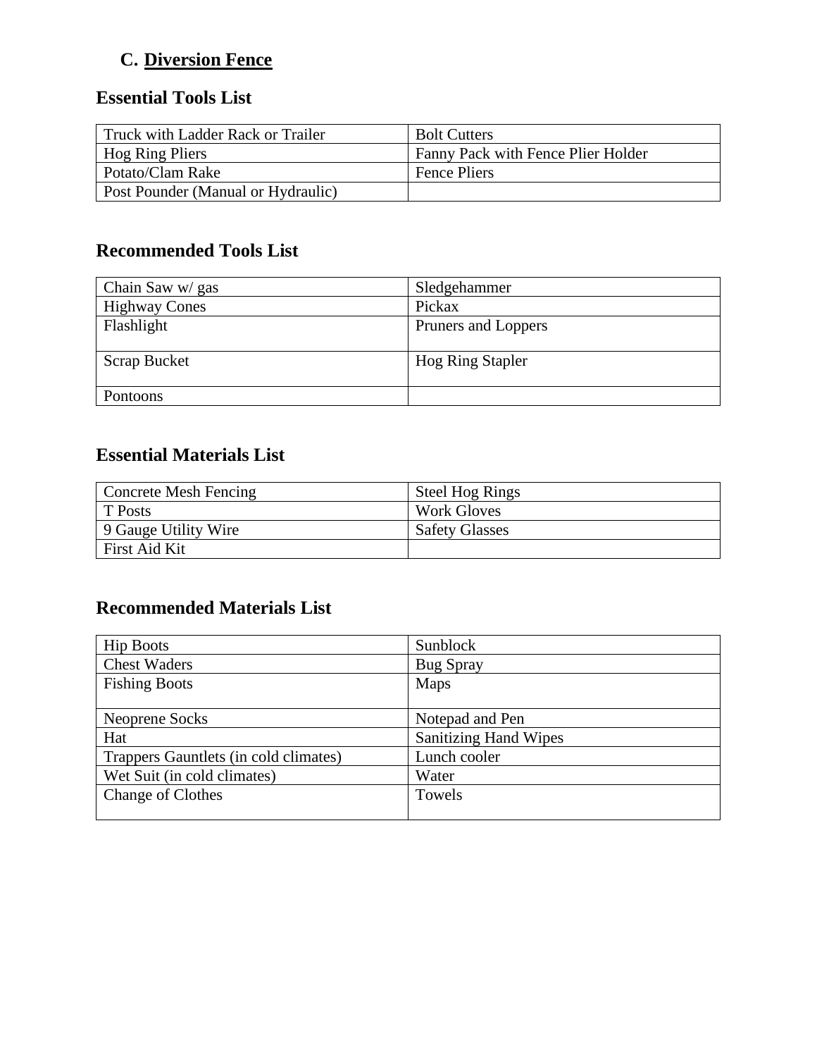### C. <u>Diversion Fence</u>

## Essential Tools List

| | |
|---|---|
| Truck with Ladder Rack or Trailer | Bolt Cutters |
| Hog Ring Pliers | Fanny Pack with Fence Plier Holder |
| Potato/Clam Rake | Fence Pliers |
| Post Pounder (Manual or Hydraulic) | |

## Recommended Tools List

| | |
|---|---|
| Chain Saw w/ gas | Sledgehammer |
| Highway Cones | Pickax |
| Flashlight | Pruners and Loppers |
| Scrap Bucket | Hog Ring Stapler |
| Pontoons | |

## Essential Materials List

| | |
|---|---|
| Concrete Mesh Fencing | Steel Hog Rings |
| T Posts | Work Gloves |
| 9 Gauge Utility Wire | Safety Glasses |
| First Aid Kit | |

## Recommended Materials List

| | |
|---|---|
| Hip Boots | Sunblock |
| Chest Waders | Bug Spray |
| Fishing Boots | Maps |
| Neoprene Socks | Notepad and Pen |
| Hat | Sanitizing Hand Wipes |
| Trappers Gauntlets (in cold climates) | Lunch cooler |
| Wet Suit (in cold climates) | Water |
| Change of Clothes | Towels |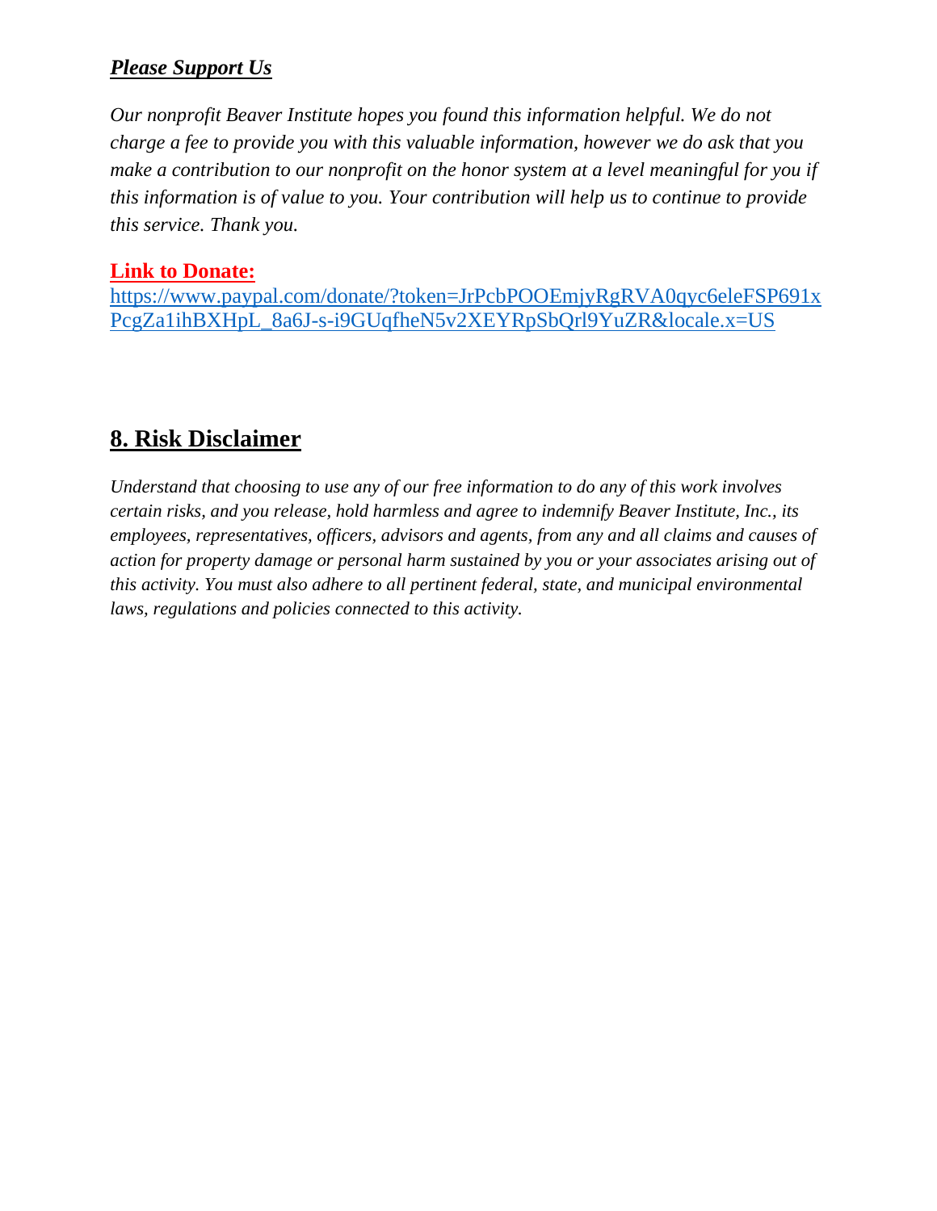***Please Support Us***

*Our nonprofit Beaver Institute hopes you found this information helpful. We do not charge a fee to provide you with this valuable information, however we do ask that you make a contribution to our nonprofit on the honor system at a level meaningful for you if this information is of value to you. Your contribution will help us to continue to provide this service. Thank you.*

**Link to Donate:**
https://www.paypal.com/donate/?token=JrPcbPOOEmjyRgRVA0qyc6eleFSP691xPcgZa1ihBXHpL_8a6J-s-i9GUqfheN5v2XEYRpSbQrl9YuZR&locale.x=US

## 8. Risk Disclaimer

*Understand that choosing to use any of our free information to do any of this work involves certain risks, and you release, hold harmless and agree to indemnify Beaver Institute, Inc., its employees, representatives, officers, advisors and agents, from any and all claims and causes of action for property damage or personal harm sustained by you or your associates arising out of this activity. You must also adhere to all pertinent federal, state, and municipal environmental laws, regulations and policies connected to this activity.*